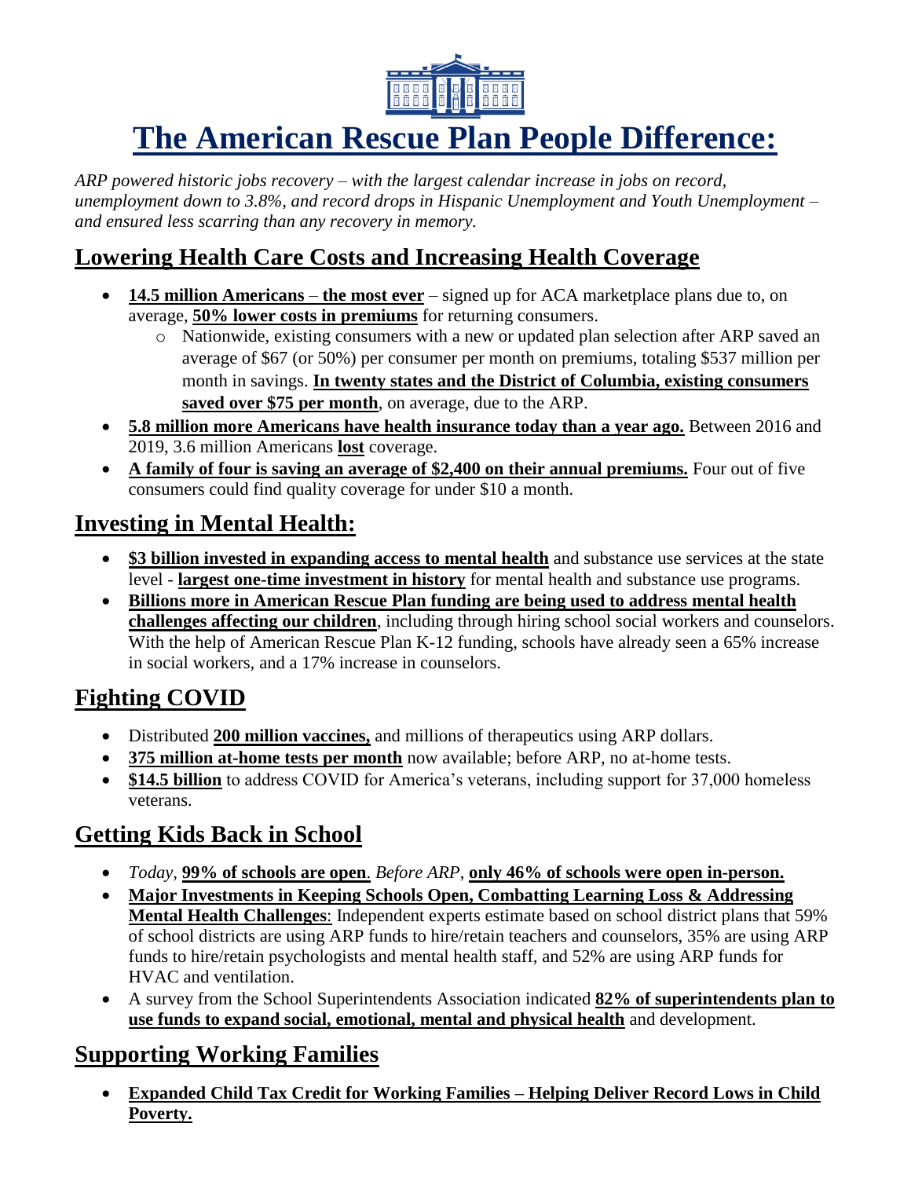# **The American Rescue Plan People Difference:**

*ARP powered historic jobs recovery – with the largest calendar increase in jobs on record, unemployment down to 3.8%, and record drops in Hispanic Unemployment and Youth Unemployment – and ensured less scarring than any recovery in memory.*

## Lowering Health Care Costs and Increasing Health Coverage

- **14.5 million Americans – the most ever** – signed up for ACA marketplace plans due to, on average, **50% lower costs in premiums** for returning consumers.
  - Nationwide, existing consumers with a new or updated plan selection after ARP saved an average of $67 (or 50%) per consumer per month on premiums, totaling $537 million per month in savings. **In twenty states and the District of Columbia, existing consumers saved over $75 per month**, on average, due to the ARP.
- **5.8 million more Americans have health insurance today than a year ago.** Between 2016 and 2019, 3.6 million Americans **lost** coverage.
- **A family of four is saving an average of $2,400 on their annual premiums.** Four out of five consumers could find quality coverage for under $10 a month.

## Investing in Mental Health:

- **$3 billion invested in expanding access to mental health** and substance use services at the state level - **largest one-time investment in history** for mental health and substance use programs.
- **Billions more in American Rescue Plan funding are being used to address mental health challenges affecting our children**, including through hiring school social workers and counselors. With the help of American Rescue Plan K-12 funding, schools have already seen a 65% increase in social workers, and a 17% increase in counselors.

## Fighting COVID

- Distributed **200 million vaccines,** and millions of therapeutics using ARP dollars.
- **375 million at-home tests per month** now available; before ARP, no at-home tests.
- **$14.5 billion** to address COVID for America's veterans, including support for 37,000 homeless veterans.

## Getting Kids Back in School

- *Today*, **99% of schools are open**. *Before ARP*, **only 46% of schools were open in-person.**
- **Major Investments in Keeping Schools Open, Combatting Learning Loss & Addressing Mental Health Challenges**: Independent experts estimate based on school district plans that 59% of school districts are using ARP funds to hire/retain teachers and counselors, 35% are using ARP funds to hire/retain psychologists and mental health staff, and 52% are using ARP funds for HVAC and ventilation.
- A survey from the School Superintendents Association indicated **82% of superintendents plan to use funds to expand social, emotional, mental and physical health** and development.

## Supporting Working Families

- **Expanded Child Tax Credit for Working Families – Helping Deliver Record Lows in Child Poverty.**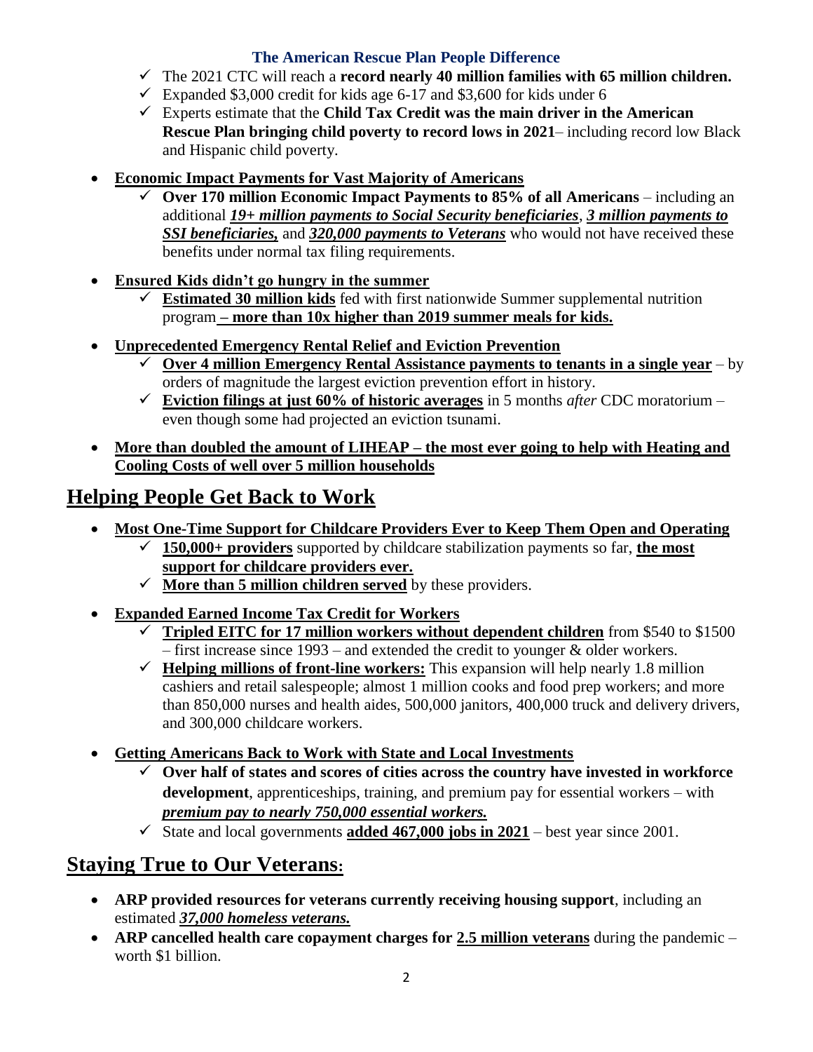**The American Rescue Plan People Difference**

- ✓ The 2021 CTC will reach a **record nearly 40 million families with 65 million children.**
- ✓ Expanded $3,000 credit for kids age 6-17 and $3,600 for kids under 6
- ✓ Experts estimate that the **Child Tax Credit was the main driver in the American Rescue Plan bringing child poverty to record lows in 2021**– including record low Black and Hispanic child poverty.

- **Economic Impact Payments for Vast Majority of Americans**
  - ✓ **Over 170 million Economic Impact Payments to 85% of all Americans** – including an additional ***19+ million payments to Social Security beneficiaries***, ***3 million payments to SSI beneficiaries,*** and ***320,000 payments to Veterans*** who would not have received these benefits under normal tax filing requirements.

- **Ensured Kids didn't go hungry in the summer**
  - ✓ **Estimated 30 million kids** fed with first nationwide Summer supplemental nutrition program **– more than 10x higher than 2019 summer meals for kids.**

- **Unprecedented Emergency Rental Relief and Eviction Prevention**
  - ✓ **Over 4 million Emergency Rental Assistance payments to tenants in a single year** – by orders of magnitude the largest eviction prevention effort in history.
  - ✓ **Eviction filings at just 60% of historic averages** in 5 months *after* CDC moratorium – even though some had projected an eviction tsunami.

- **More than doubled the amount of LIHEAP – the most ever going to help with Heating and Cooling Costs of well over 5 million households**

## Helping People Get Back to Work

- **Most One-Time Support for Childcare Providers Ever to Keep Them Open and Operating**
  - ✓ **150,000+ providers** supported by childcare stabilization payments so far, **the most support for childcare providers ever.**
  - ✓ **More than 5 million children served** by these providers.

- **Expanded Earned Income Tax Credit for Workers**
  - ✓ **Tripled EITC for 17 million workers without dependent children** from $540 to $1500 – first increase since 1993 – and extended the credit to younger & older workers.
  - ✓ **Helping millions of front-line workers:** This expansion will help nearly 1.8 million cashiers and retail salespeople; almost 1 million cooks and food prep workers; and more than 850,000 nurses and health aides, 500,000 janitors, 400,000 truck and delivery drivers, and 300,000 childcare workers.

- **Getting Americans Back to Work with State and Local Investments**
  - ✓ **Over half of states and scores of cities across the country have invested in workforce development**, apprenticeships, training, and premium pay for essential workers – with ***premium pay to nearly 750,000 essential workers.***
  - ✓ State and local governments **added 467,000 jobs in 2021** – best year since 2001.

## Staying True to Our Veterans:

- **ARP provided resources for veterans currently receiving housing support**, including an estimated ***37,000 homeless veterans.***
- **ARP cancelled health care copayment charges for 2.5 million veterans** during the pandemic – worth $1 billion.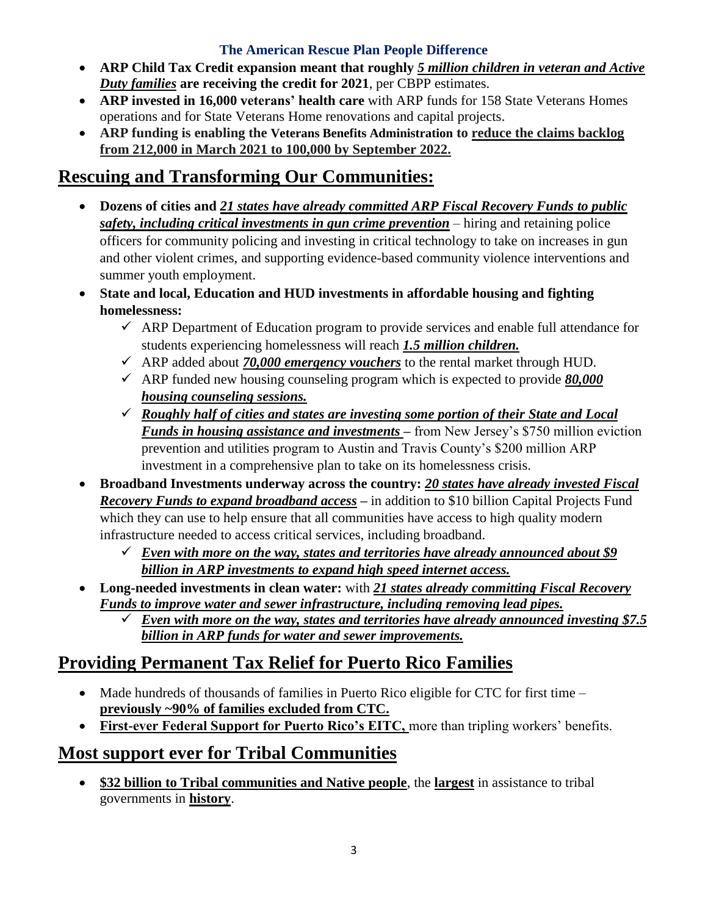### The American Rescue Plan People Difference

- **ARP Child Tax Credit expansion meant that roughly *5 million children in veteran and Active Duty families* are receiving the credit for 2021**, per CBPP estimates.
- **ARP invested in 16,000 veterans' health care** with ARP funds for 158 State Veterans Homes operations and for State Veterans Home renovations and capital projects.
- **ARP funding is enabling the Veterans Benefits Administration to reduce the claims backlog from 212,000 in March 2021 to 100,000 by September 2022.**

## Rescuing and Transforming Our Communities:

- **Dozens of cities and *21 states have already committed ARP Fiscal Recovery Funds to public safety, including critical investments in gun crime prevention*** – hiring and retaining police officers for community policing and investing in critical technology to take on increases in gun and other violent crimes, and supporting evidence-based community violence interventions and summer youth employment.
- **State and local, Education and HUD investments in affordable housing and fighting homelessness:**
  - ✓ ARP Department of Education program to provide services and enable full attendance for students experiencing homelessness will reach ***1.5 million children.***
  - ✓ ARP added about ***70,000 emergency vouchers*** to the rental market through HUD.
  - ✓ ARP funded new housing counseling program which is expected to provide ***80,000 housing counseling sessions.***
  - ✓ ***Roughly half of cities and states are investing some portion of their State and Local Funds in housing assistance and investments*** – from New Jersey's $750 million eviction prevention and utilities program to Austin and Travis County's $200 million ARP investment in a comprehensive plan to take on its homelessness crisis.
- **Broadband Investments underway across the country: *20 states have already invested Fiscal Recovery Funds to expand broadband access*** – in addition to $10 billion Capital Projects Fund which they can use to help ensure that all communities have access to high quality modern infrastructure needed to access critical services, including broadband.
  - ✓ ***Even with more on the way, states and territories have already announced about $9 billion in ARP investments to expand high speed internet access.***
- **Long-needed investments in clean water:** with ***21 states already committing Fiscal Recovery Funds to improve water and sewer infrastructure, including removing lead pipes.***
  - ✓ ***Even with more on the way, states and territories have already announced investing $7.5 billion in ARP funds for water and sewer improvements.***

## Providing Permanent Tax Relief for Puerto Rico Families

- Made hundreds of thousands of families in Puerto Rico eligible for CTC for first time – **previously ~90% of families excluded from CTC.**
- **First-ever Federal Support for Puerto Rico's EITC,** more than tripling workers' benefits.

## Most support ever for Tribal Communities

- **$32 billion to Tribal communities and Native people**, the **largest** in assistance to tribal governments in **history**.